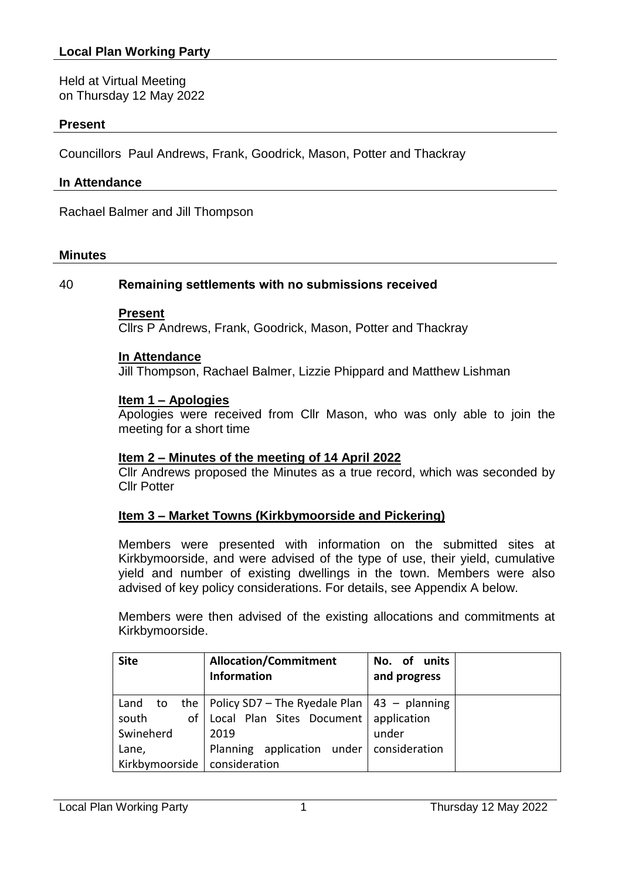## Local Plan Working Party

Held at Virtual Meeting
on Thursday 12 May 2022

### Present

Councillors Paul Andrews, Frank, Goodrick, Mason, Potter and Thackray

### In Attendance

Rachael Balmer and Jill Thompson

### Minutes

40 **Remaining settlements with no submissions received**

**Present**
Cllrs P Andrews, Frank, Goodrick, Mason, Potter and Thackray

**In Attendance**
Jill Thompson, Rachael Balmer, Lizzie Phippard and Matthew Lishman

**Item 1 – Apologies**
Apologies were received from Cllr Mason, who was only able to join the meeting for a short time

**Item 2 – Minutes of the meeting of 14 April 2022**
Cllr Andrews proposed the Minutes as a true record, which was seconded by Cllr Potter

**Item 3 – Market Towns (Kirkbymoorside and Pickering)**

Members were presented with information on the submitted sites at Kirkbymoorside, and were advised of the type of use, their yield, cumulative yield and number of existing dwellings in the town. Members were also advised of key policy considerations. For details, see Appendix A below.

Members were then advised of the existing allocations and commitments at Kirkbymoorside.

| Site | Allocation/Commitment Information | No. of units and progress | |
|---|---|---|---|
| Land to the south of Swineherd Lane, Kirkbymoorside | Policy SD7 – The Ryedale Plan Local Plan Sites Document 2019 Planning application under consideration | 43 – planning application under consideration | |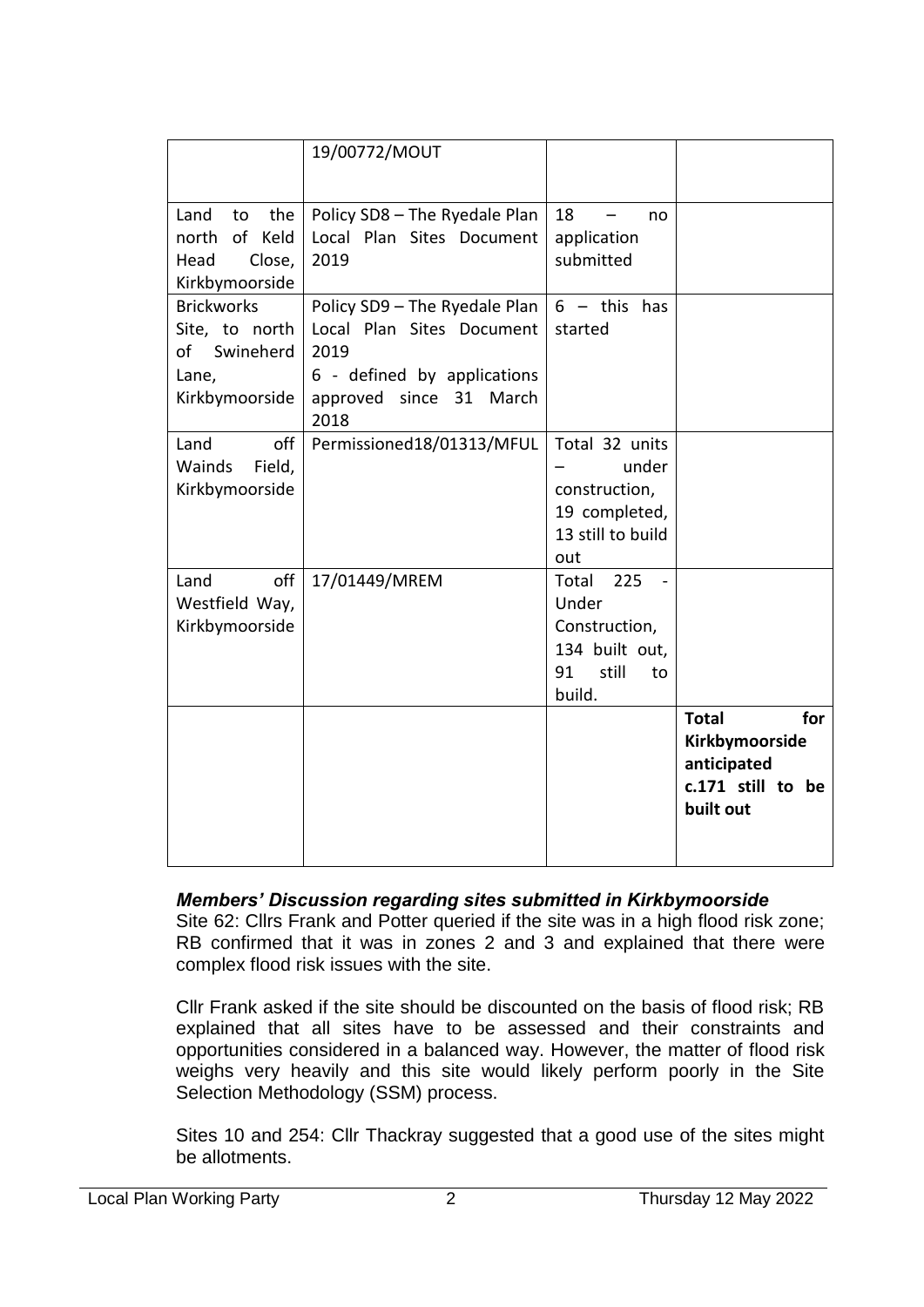| | | | |
|---|---|---|---|
| | 19/00772/MOUT | | |
| Land to the north of Keld Head Close, Kirkbymoorside | Policy SD8 – The Ryedale Plan Local Plan Sites Document 2019 | 18 – no application submitted | |
| Brickworks Site, to north of Swineherd Lane, Kirkbymoorside | Policy SD9 – The Ryedale Plan Local Plan Sites Document 2019<br>6 - defined by applications approved since 31 March 2018 | 6 – this has started | |
| Land off Wainds Field, Kirkbymoorside | Permissioned18/01313/MFUL | Total 32 units – under construction, 19 completed, 13 still to build out | |
| Land off Westfield Way, Kirkbymoorside | 17/01449/MREM | Total 225 - Under Construction, 134 built out, 91 still to build. | |
| | | | **Total for Kirkbymoorside anticipated c.171 still to be built out** |

***Members' Discussion regarding sites submitted in Kirkbymoorside***

Site 62: Cllrs Frank and Potter queried if the site was in a high flood risk zone; RB confirmed that it was in zones 2 and 3 and explained that there were complex flood risk issues with the site.

Cllr Frank asked if the site should be discounted on the basis of flood risk; RB explained that all sites have to be assessed and their constraints and opportunities considered in a balanced way. However, the matter of flood risk weighs very heavily and this site would likely perform poorly in the Site Selection Methodology (SSM) process.

Sites 10 and 254: Cllr Thackray suggested that a good use of the sites might be allotments.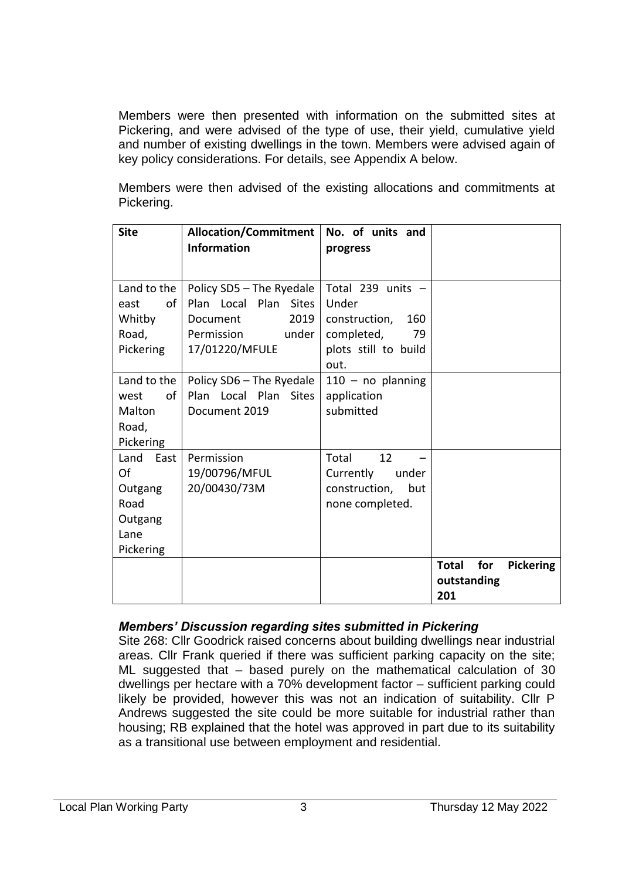Members were then presented with information on the submitted sites at Pickering, and were advised of the type of use, their yield, cumulative yield and number of existing dwellings in the town. Members were advised again of key policy considerations. For details, see Appendix A below.

Members were then advised of the existing allocations and commitments at Pickering.

| Site | Allocation/Commitment Information | No. of units and progress | |
|---|---|---|---|
| Land to the east of Whitby Road, Pickering | Policy SD5 – The Ryedale Plan Local Plan Sites Document 2019 Permission under 17/01220/MFULE | Total 239 units – Under construction, 160 completed, 79 plots still to build out. | |
| Land to the west of Malton Road, Pickering | Policy SD6 – The Ryedale Plan Local Plan Sites Document 2019 | 110 – no planning application submitted | |
| Land East Of Outgang Road Outgang Lane Pickering | Permission 19/00796/MFUL 20/00430/73M | Total 12 – Currently under construction, but none completed. | |
| | | | **Total for Pickering outstanding 201** |

***Members' Discussion regarding sites submitted in Pickering***

Site 268: Cllr Goodrick raised concerns about building dwellings near industrial areas. Cllr Frank queried if there was sufficient parking capacity on the site; ML suggested that – based purely on the mathematical calculation of 30 dwellings per hectare with a 70% development factor – sufficient parking could likely be provided, however this was not an indication of suitability. Cllr P Andrews suggested the site could be more suitable for industrial rather than housing; RB explained that the hotel was approved in part due to its suitability as a transitional use between employment and residential.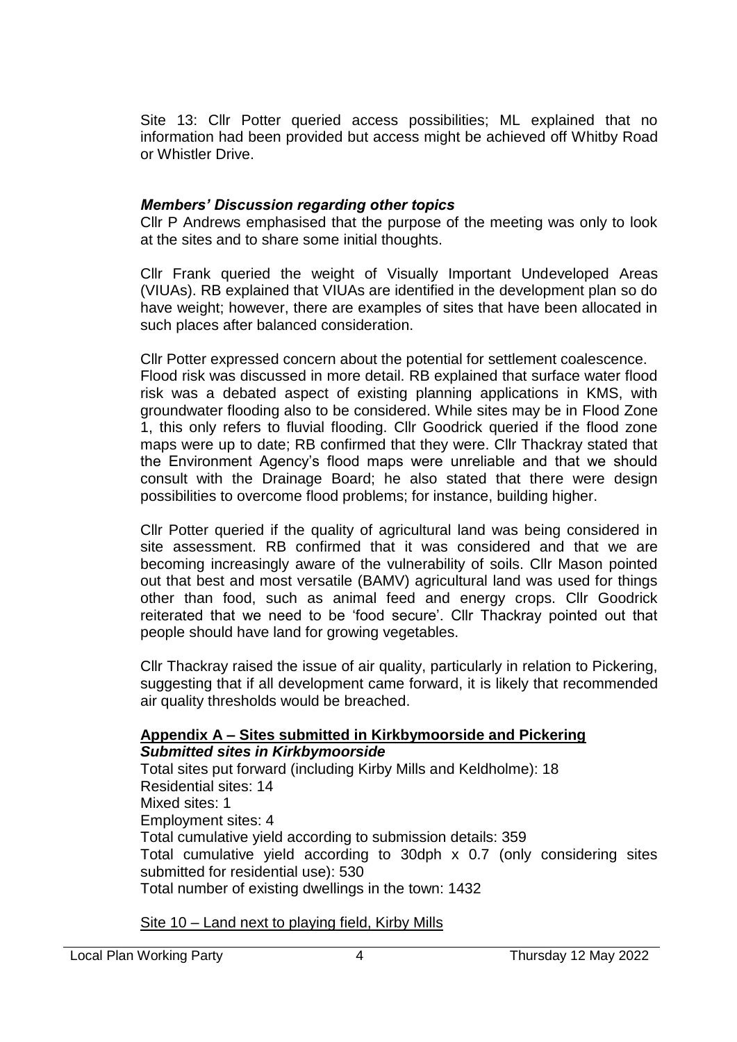Site 13: Cllr Potter queried access possibilities; ML explained that no information had been provided but access might be achieved off Whitby Road or Whistler Drive.

### *Members' Discussion regarding other topics*

Cllr P Andrews emphasised that the purpose of the meeting was only to look at the sites and to share some initial thoughts.

Cllr Frank queried the weight of Visually Important Undeveloped Areas (VIUAs). RB explained that VIUAs are identified in the development plan so do have weight; however, there are examples of sites that have been allocated in such places after balanced consideration.

Cllr Potter expressed concern about the potential for settlement coalescence. Flood risk was discussed in more detail. RB explained that surface water flood risk was a debated aspect of existing planning applications in KMS, with groundwater flooding also to be considered. While sites may be in Flood Zone 1, this only refers to fluvial flooding. Cllr Goodrick queried if the flood zone maps were up to date; RB confirmed that they were. Cllr Thackray stated that the Environment Agency's flood maps were unreliable and that we should consult with the Drainage Board; he also stated that there were design possibilities to overcome flood problems; for instance, building higher.

Cllr Potter queried if the quality of agricultural land was being considered in site assessment. RB confirmed that it was considered and that we are becoming increasingly aware of the vulnerability of soils. Cllr Mason pointed out that best and most versatile (BAMV) agricultural land was used for things other than food, such as animal feed and energy crops. Cllr Goodrick reiterated that we need to be 'food secure'. Cllr Thackray pointed out that people should have land for growing vegetables.

Cllr Thackray raised the issue of air quality, particularly in relation to Pickering, suggesting that if all development came forward, it is likely that recommended air quality thresholds would be breached.

## **Appendix A – Sites submitted in Kirkbymoorside and Pickering**

### ***Submitted sites in Kirkbymoorside***

Total sites put forward (including Kirby Mills and Keldholme): 18
Residential sites: 14
Mixed sites: 1
Employment sites: 4
Total cumulative yield according to submission details: 359
Total cumulative yield according to 30dph x 0.7 (only considering sites submitted for residential use): 530
Total number of existing dwellings in the town: 1432

Site 10 – Land next to playing field, Kirby Mills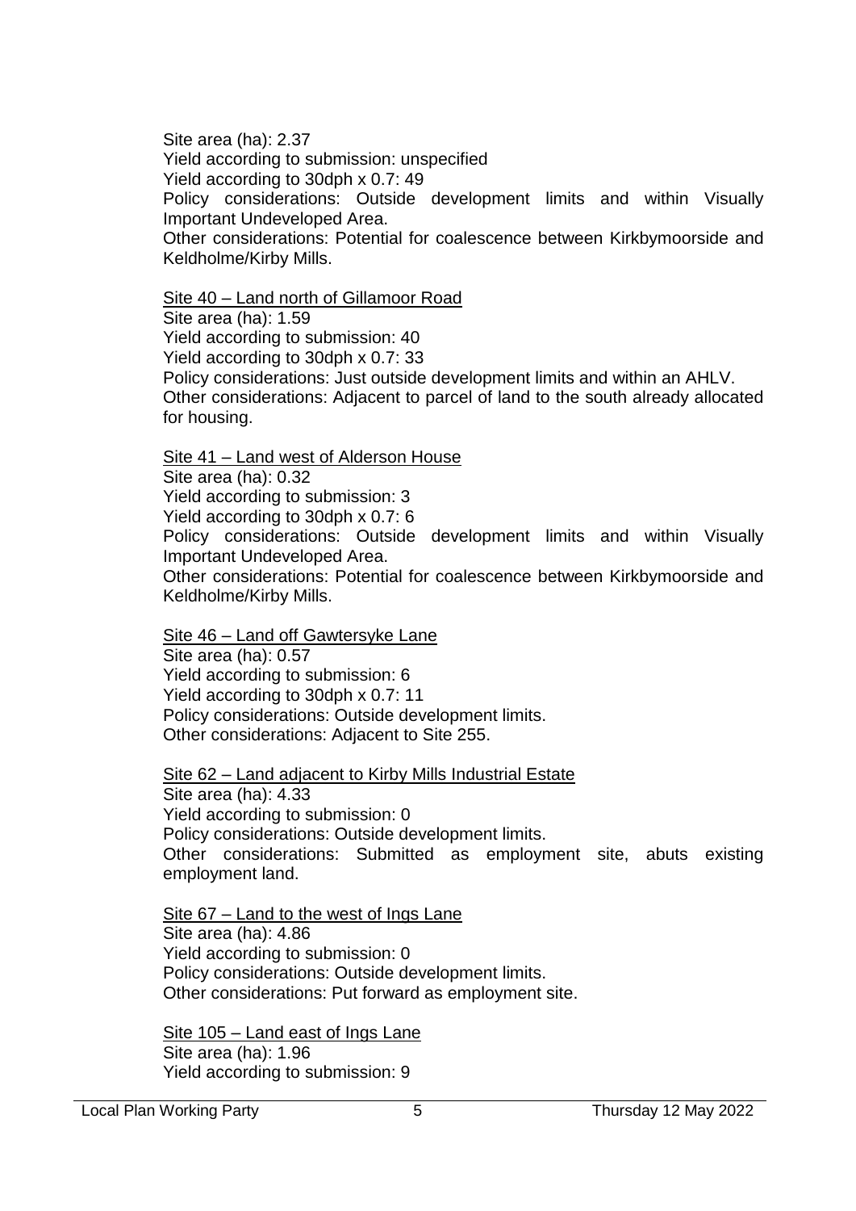Site area (ha): 2.37
Yield according to submission: unspecified
Yield according to 30dph x 0.7: 49
Policy considerations: Outside development limits and within Visually Important Undeveloped Area.
Other considerations: Potential for coalescence between Kirkbymoorside and Keldholme/Kirby Mills.

<u>Site 40 – Land north of Gillamoor Road</u>
Site area (ha): 1.59
Yield according to submission: 40
Yield according to 30dph x 0.7: 33
Policy considerations: Just outside development limits and within an AHLV.
Other considerations: Adjacent to parcel of land to the south already allocated for housing.

<u>Site 41 – Land west of Alderson House</u>
Site area (ha): 0.32
Yield according to submission: 3
Yield according to 30dph x 0.7: 6
Policy considerations: Outside development limits and within Visually Important Undeveloped Area.
Other considerations: Potential for coalescence between Kirkbymoorside and Keldholme/Kirby Mills.

<u>Site 46 – Land off Gawtersyke Lane</u>
Site area (ha): 0.57
Yield according to submission: 6
Yield according to 30dph x 0.7: 11
Policy considerations: Outside development limits.
Other considerations: Adjacent to Site 255.

<u>Site 62 – Land adjacent to Kirby Mills Industrial Estate</u>
Site area (ha): 4.33
Yield according to submission: 0
Policy considerations: Outside development limits.
Other considerations: Submitted as employment site, abuts existing employment land.

<u>Site 67 – Land to the west of Ings Lane</u>
Site area (ha): 4.86
Yield according to submission: 0
Policy considerations: Outside development limits.
Other considerations: Put forward as employment site.

<u>Site 105 – Land east of Ings Lane</u>
Site area (ha): 1.96
Yield according to submission: 9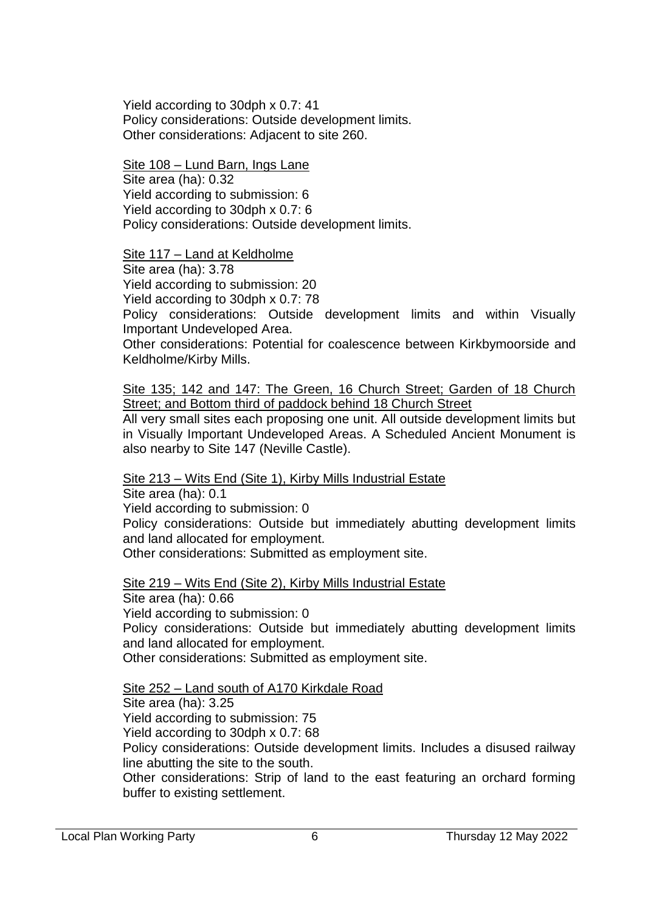Yield according to 30dph x 0.7: 41
Policy considerations: Outside development limits.
Other considerations: Adjacent to site 260.

<u>Site 108 – Lund Barn, Ings Lane</u>
Site area (ha): 0.32
Yield according to submission: 6
Yield according to 30dph x 0.7: 6
Policy considerations: Outside development limits.

<u>Site 117 – Land at Keldholme</u>
Site area (ha): 3.78
Yield according to submission: 20
Yield according to 30dph x 0.7: 78
Policy considerations: Outside development limits and within Visually Important Undeveloped Area.
Other considerations: Potential for coalescence between Kirkbymoorside and Keldholme/Kirby Mills.

<u>Site 135; 142 and 147: The Green, 16 Church Street; Garden of 18 Church Street; and Bottom third of paddock behind 18 Church Street</u>
All very small sites each proposing one unit. All outside development limits but in Visually Important Undeveloped Areas. A Scheduled Ancient Monument is also nearby to Site 147 (Neville Castle).

<u>Site 213 – Wits End (Site 1), Kirby Mills Industrial Estate</u>
Site area (ha): 0.1
Yield according to submission: 0
Policy considerations: Outside but immediately abutting development limits and land allocated for employment.
Other considerations: Submitted as employment site.

<u>Site 219 – Wits End (Site 2), Kirby Mills Industrial Estate</u>
Site area (ha): 0.66
Yield according to submission: 0
Policy considerations: Outside but immediately abutting development limits and land allocated for employment.
Other considerations: Submitted as employment site.

<u>Site 252 – Land south of A170 Kirkdale Road</u>
Site area (ha): 3.25
Yield according to submission: 75
Yield according to 30dph x 0.7: 68
Policy considerations: Outside development limits. Includes a disused railway line abutting the site to the south.
Other considerations: Strip of land to the east featuring an orchard forming buffer to existing settlement.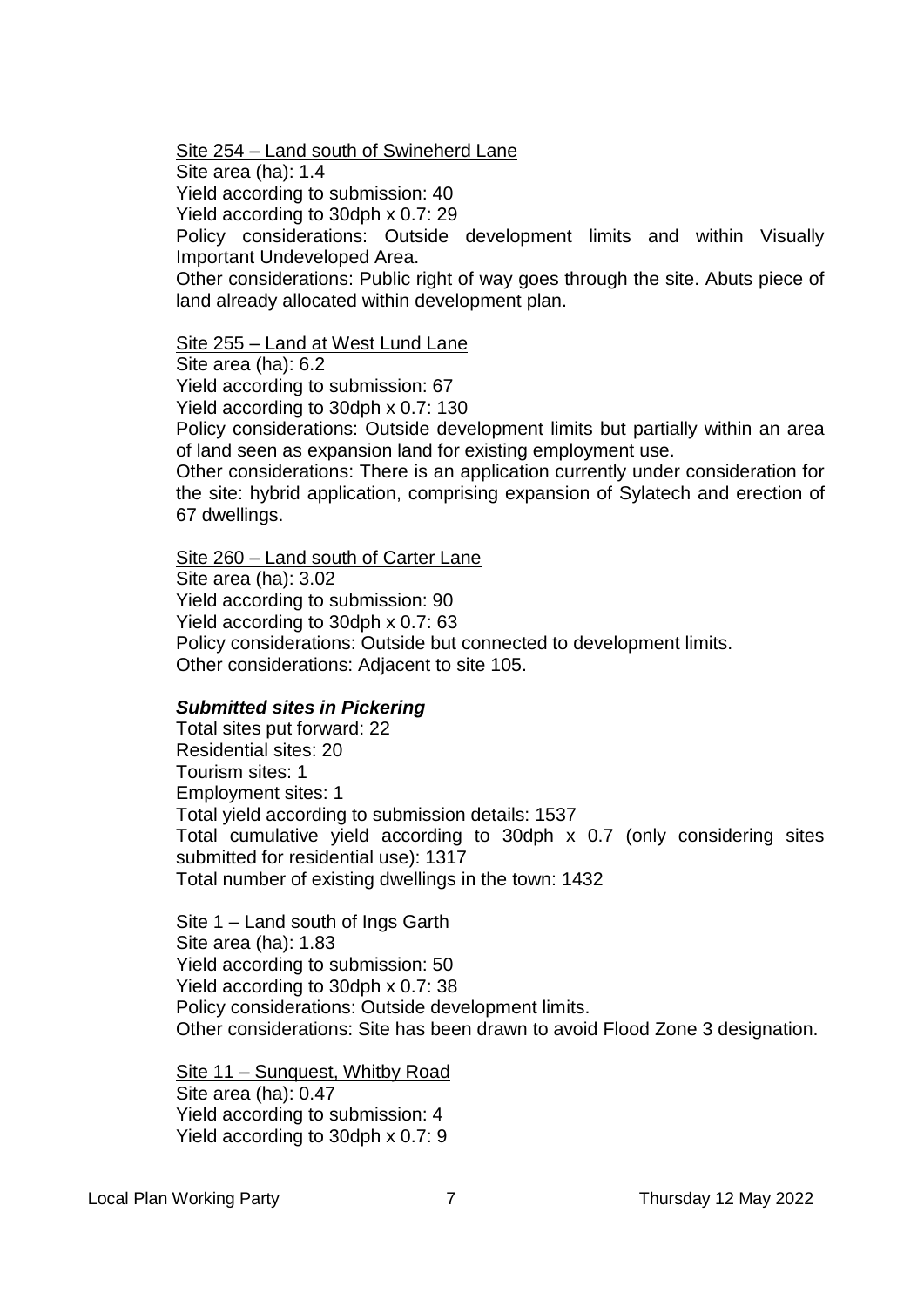Site 254 – Land south of Swineherd Lane
Site area (ha): 1.4
Yield according to submission: 40
Yield according to 30dph x 0.7: 29
Policy considerations: Outside development limits and within Visually Important Undeveloped Area.
Other considerations: Public right of way goes through the site. Abuts piece of land already allocated within development plan.

Site 255 – Land at West Lund Lane
Site area (ha): 6.2
Yield according to submission: 67
Yield according to 30dph x 0.7: 130
Policy considerations: Outside development limits but partially within an area of land seen as expansion land for existing employment use.
Other considerations: There is an application currently under consideration for the site: hybrid application, comprising expansion of Sylatech and erection of 67 dwellings.

Site 260 – Land south of Carter Lane
Site area (ha): 3.02
Yield according to submission: 90
Yield according to 30dph x 0.7: 63
Policy considerations: Outside but connected to development limits.
Other considerations: Adjacent to site 105.

***Submitted sites in Pickering***

Total sites put forward: 22
Residential sites: 20
Tourism sites: 1
Employment sites: 1
Total yield according to submission details: 1537
Total cumulative yield according to 30dph x 0.7 (only considering sites submitted for residential use): 1317
Total number of existing dwellings in the town: 1432

Site 1 – Land south of Ings Garth
Site area (ha): 1.83
Yield according to submission: 50
Yield according to 30dph x 0.7: 38
Policy considerations: Outside development limits.
Other considerations: Site has been drawn to avoid Flood Zone 3 designation.

Site 11 – Sunquest, Whitby Road
Site area (ha): 0.47
Yield according to submission: 4
Yield according to 30dph x 0.7: 9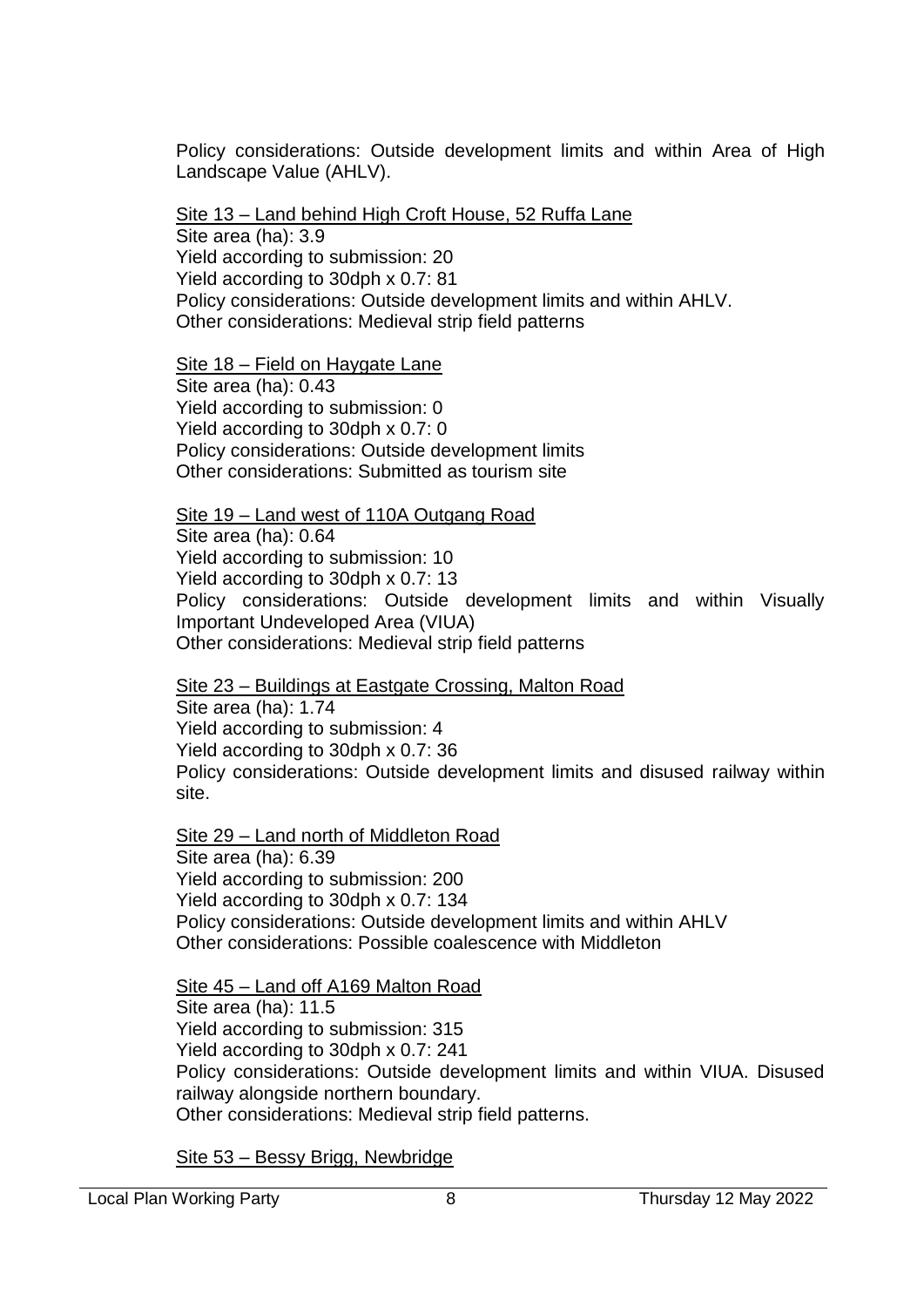Policy considerations: Outside development limits and within Area of High Landscape Value (AHLV).

<u>Site 13 – Land behind High Croft House, 52 Ruffa Lane</u>
Site area (ha): 3.9
Yield according to submission: 20
Yield according to 30dph x 0.7: 81
Policy considerations: Outside development limits and within AHLV.
Other considerations: Medieval strip field patterns

<u>Site 18 – Field on Haygate Lane</u>
Site area (ha): 0.43
Yield according to submission: 0
Yield according to 30dph x 0.7: 0
Policy considerations: Outside development limits
Other considerations: Submitted as tourism site

<u>Site 19 – Land west of 110A Outgang Road</u>
Site area (ha): 0.64
Yield according to submission: 10
Yield according to 30dph x 0.7: 13
Policy considerations: Outside development limits and within Visually Important Undeveloped Area (VIUA)
Other considerations: Medieval strip field patterns

<u>Site 23 – Buildings at Eastgate Crossing, Malton Road</u>
Site area (ha): 1.74
Yield according to submission: 4
Yield according to 30dph x 0.7: 36
Policy considerations: Outside development limits and disused railway within site.

<u>Site 29 – Land north of Middleton Road</u>
Site area (ha): 6.39
Yield according to submission: 200
Yield according to 30dph x 0.7: 134
Policy considerations: Outside development limits and within AHLV
Other considerations: Possible coalescence with Middleton

<u>Site 45 – Land off A169 Malton Road</u>
Site area (ha): 11.5
Yield according to submission: 315
Yield according to 30dph x 0.7: 241
Policy considerations: Outside development limits and within VIUA. Disused railway alongside northern boundary.
Other considerations: Medieval strip field patterns.

<u>Site 53 – Bessy Brigg, Newbridge</u>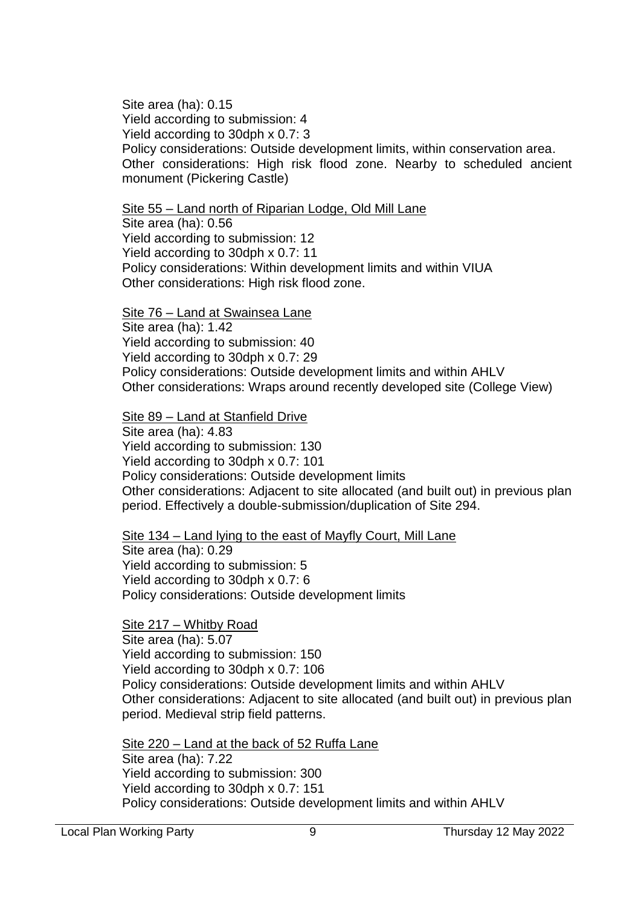Site area (ha): 0.15
Yield according to submission: 4
Yield according to 30dph x 0.7: 3
Policy considerations: Outside development limits, within conservation area.
Other considerations: High risk flood zone. Nearby to scheduled ancient monument (Pickering Castle)

<u>Site 55 – Land north of Riparian Lodge, Old Mill Lane</u>
Site area (ha): 0.56
Yield according to submission: 12
Yield according to 30dph x 0.7: 11
Policy considerations: Within development limits and within VIUA
Other considerations: High risk flood zone.

<u>Site 76 – Land at Swainsea Lane</u>
Site area (ha): 1.42
Yield according to submission: 40
Yield according to 30dph x 0.7: 29
Policy considerations: Outside development limits and within AHLV
Other considerations: Wraps around recently developed site (College View)

<u>Site 89 – Land at Stanfield Drive</u>
Site area (ha): 4.83
Yield according to submission: 130
Yield according to 30dph x 0.7: 101
Policy considerations: Outside development limits
Other considerations: Adjacent to site allocated (and built out) in previous plan period. Effectively a double-submission/duplication of Site 294.

<u>Site 134 – Land lying to the east of Mayfly Court, Mill Lane</u>
Site area (ha): 0.29
Yield according to submission: 5
Yield according to 30dph x 0.7: 6
Policy considerations: Outside development limits

<u>Site 217 – Whitby Road</u>
Site area (ha): 5.07
Yield according to submission: 150
Yield according to 30dph x 0.7: 106
Policy considerations: Outside development limits and within AHLV
Other considerations: Adjacent to site allocated (and built out) in previous plan period. Medieval strip field patterns.

<u>Site 220 – Land at the back of 52 Ruffa Lane</u>
Site area (ha): 7.22
Yield according to submission: 300
Yield according to 30dph x 0.7: 151
Policy considerations: Outside development limits and within AHLV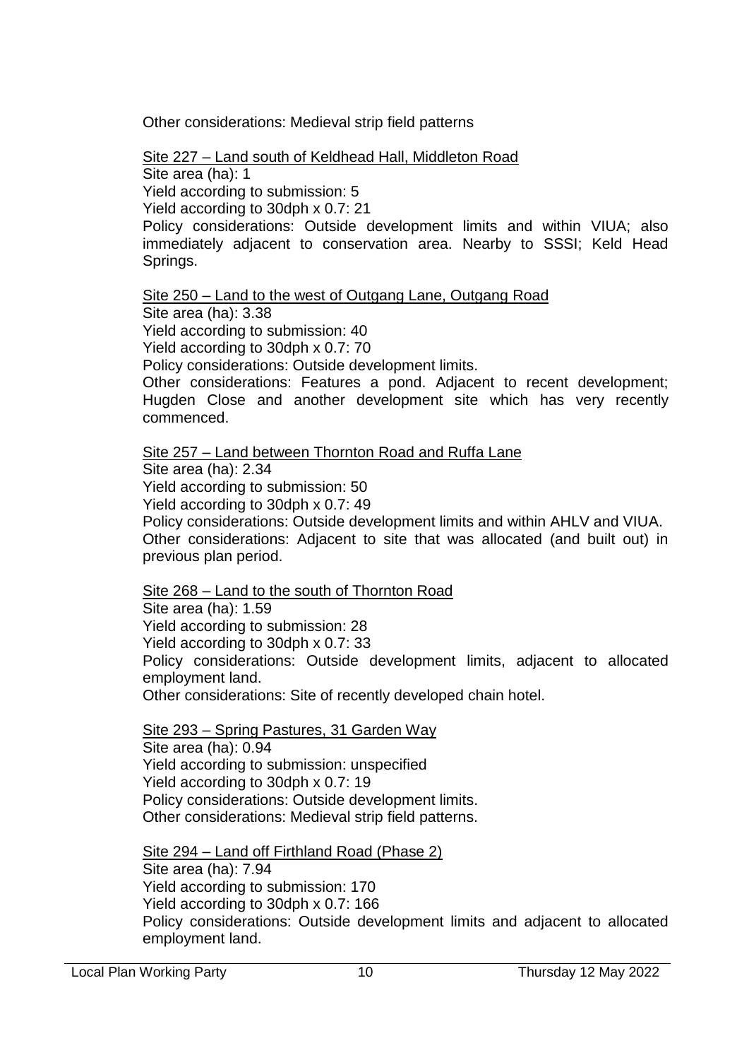Other considerations: Medieval strip field patterns

<u>Site 227 – Land south of Keldhead Hall, Middleton Road</u>
Site area (ha): 1
Yield according to submission: 5
Yield according to 30dph x 0.7: 21
Policy considerations: Outside development limits and within VIUA; also immediately adjacent to conservation area. Nearby to SSSI; Keld Head Springs.

<u>Site 250 – Land to the west of Outgang Lane, Outgang Road</u>
Site area (ha): 3.38
Yield according to submission: 40
Yield according to 30dph x 0.7: 70
Policy considerations: Outside development limits.
Other considerations: Features a pond. Adjacent to recent development; Hugden Close and another development site which has very recently commenced.

<u>Site 257 – Land between Thornton Road and Ruffa Lane</u>
Site area (ha): 2.34
Yield according to submission: 50
Yield according to 30dph x 0.7: 49
Policy considerations: Outside development limits and within AHLV and VIUA.
Other considerations: Adjacent to site that was allocated (and built out) in previous plan period.

<u>Site 268 – Land to the south of Thornton Road</u>
Site area (ha): 1.59
Yield according to submission: 28
Yield according to 30dph x 0.7: 33
Policy considerations: Outside development limits, adjacent to allocated employment land.
Other considerations: Site of recently developed chain hotel.

<u>Site 293 – Spring Pastures, 31 Garden Way</u>
Site area (ha): 0.94
Yield according to submission: unspecified
Yield according to 30dph x 0.7: 19
Policy considerations: Outside development limits.
Other considerations: Medieval strip field patterns.

<u>Site 294 – Land off Firthland Road (Phase 2)</u>
Site area (ha): 7.94
Yield according to submission: 170
Yield according to 30dph x 0.7: 166
Policy considerations: Outside development limits and adjacent to allocated employment land.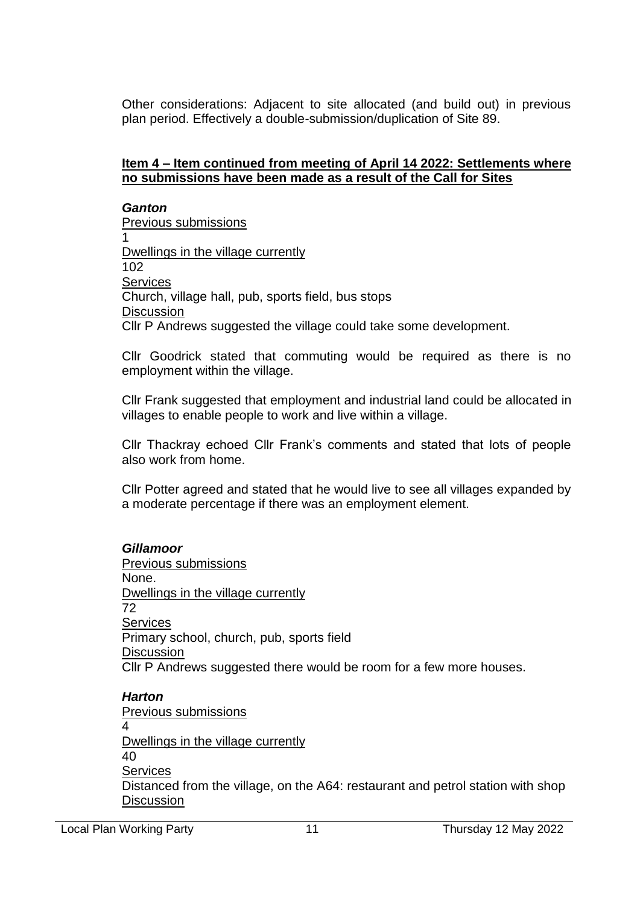Other considerations: Adjacent to site allocated (and build out) in previous plan period. Effectively a double-submission/duplication of Site 89.

**Item 4 – Item continued from meeting of April 14 2022: Settlements where no submissions have been made as a result of the Call for Sites**

***Ganton***

Previous submissions

1

Dwellings in the village currently

102

Services

Church, village hall, pub, sports field, bus stops

Discussion

Cllr P Andrews suggested the village could take some development.

Cllr Goodrick stated that commuting would be required as there is no employment within the village.

Cllr Frank suggested that employment and industrial land could be allocated in villages to enable people to work and live within a village.

Cllr Thackray echoed Cllr Frank's comments and stated that lots of people also work from home.

Cllr Potter agreed and stated that he would live to see all villages expanded by a moderate percentage if there was an employment element.

***Gillamoor***

Previous submissions

None.

Dwellings in the village currently

72

Services

Primary school, church, pub, sports field

Discussion

Cllr P Andrews suggested there would be room for a few more houses.

***Harton***

Previous submissions

4

Dwellings in the village currently

40

Services

Distanced from the village, on the A64: restaurant and petrol station with shop

Discussion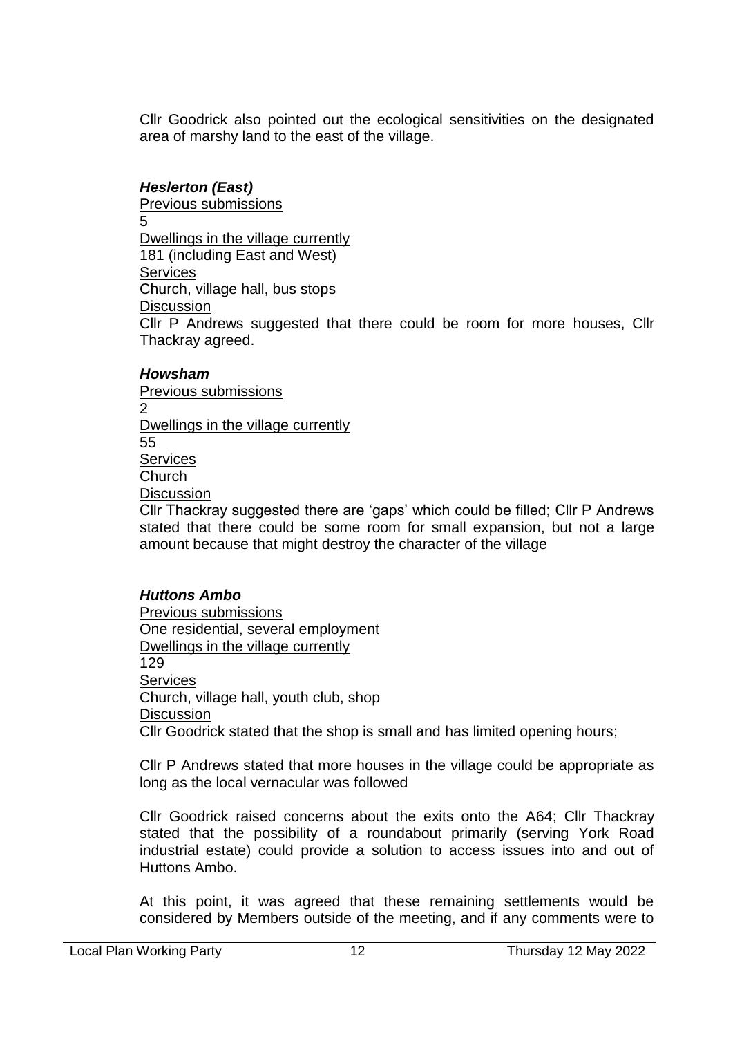Cllr Goodrick also pointed out the ecological sensitivities on the designated area of marshy land to the east of the village.

***Heslerton (East)***

<u>Previous submissions</u>
5
<u>Dwellings in the village currently</u>
181 (including East and West)
<u>Services</u>
Church, village hall, bus stops
<u>Discussion</u>
Cllr P Andrews suggested that there could be room for more houses, Cllr Thackray agreed.

***Howsham***

<u>Previous submissions</u>
2
<u>Dwellings in the village currently</u>
55
<u>Services</u>
Church
<u>Discussion</u>
Cllr Thackray suggested there are 'gaps' which could be filled; Cllr P Andrews stated that there could be some room for small expansion, but not a large amount because that might destroy the character of the village

***Huttons Ambo***

<u>Previous submissions</u>
One residential, several employment
<u>Dwellings in the village currently</u>
129
<u>Services</u>
Church, village hall, youth club, shop
<u>Discussion</u>
Cllr Goodrick stated that the shop is small and has limited opening hours;

Cllr P Andrews stated that more houses in the village could be appropriate as long as the local vernacular was followed

Cllr Goodrick raised concerns about the exits onto the A64; Cllr Thackray stated that the possibility of a roundabout primarily (serving York Road industrial estate) could provide a solution to access issues into and out of Huttons Ambo.

At this point, it was agreed that these remaining settlements would be considered by Members outside of the meeting, and if any comments were to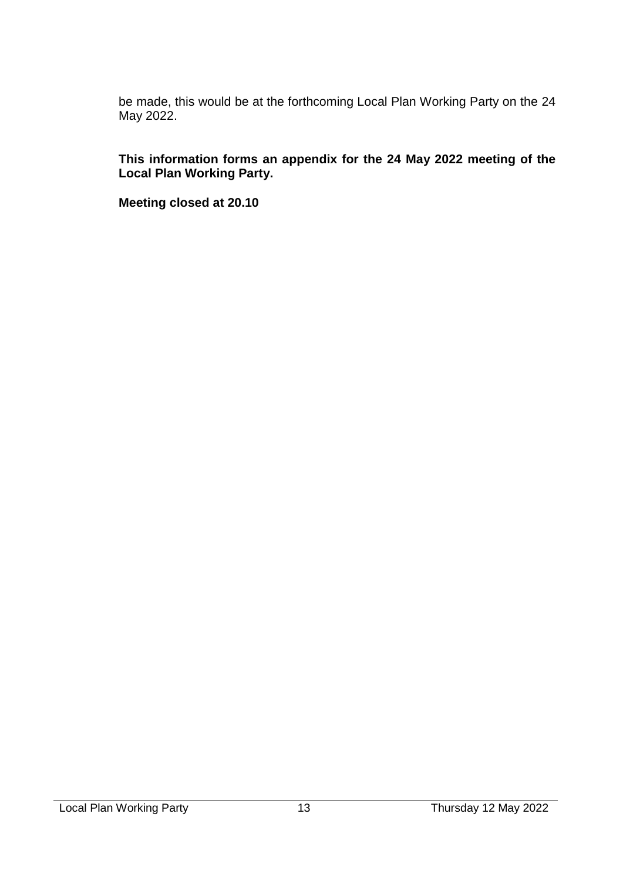be made, this would be at the forthcoming Local Plan Working Party on the 24 May 2022.

**This information forms an appendix for the 24 May 2022 meeting of the Local Plan Working Party.**

**Meeting closed at 20.10**